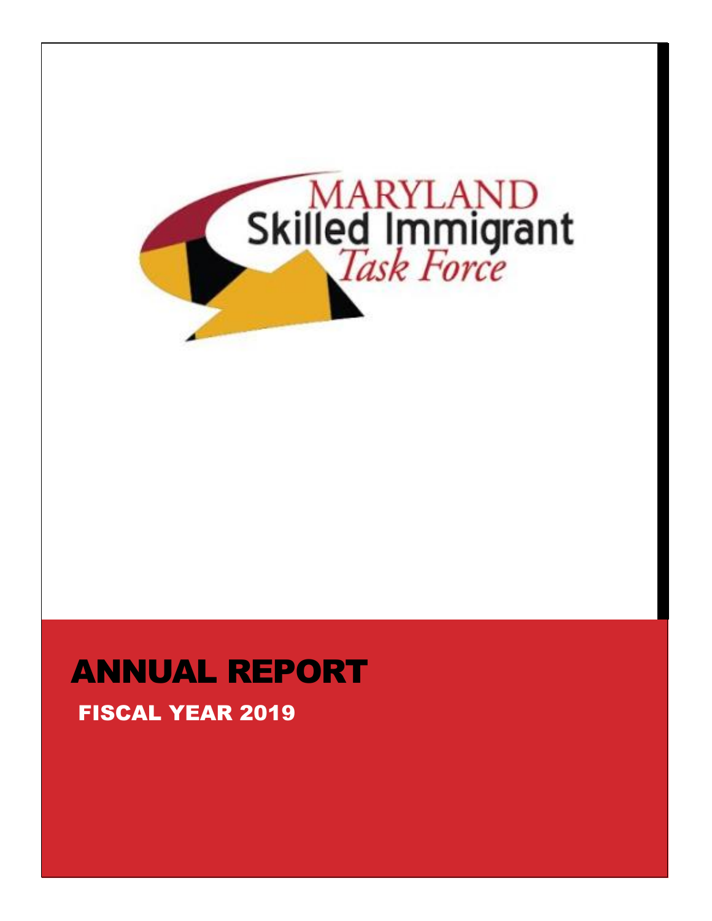MARYLAND
Skilled Immigrant
*Task Force*

# ANNUAL REPORT

## FISCAL YEAR 2019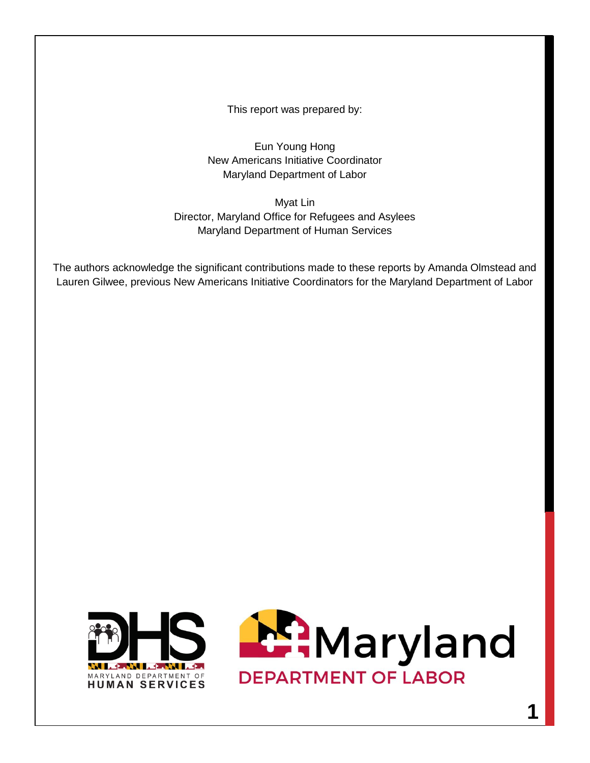This report was prepared by:

Eun Young Hong
New Americans Initiative Coordinator
Maryland Department of Labor

Myat Lin
Director, Maryland Office for Refugees and Asylees
Maryland Department of Human Services

The authors acknowledge the significant contributions made to these reports by Amanda Olmstead and Lauren Gilwee, previous New Americans Initiative Coordinators for the Maryland Department of Labor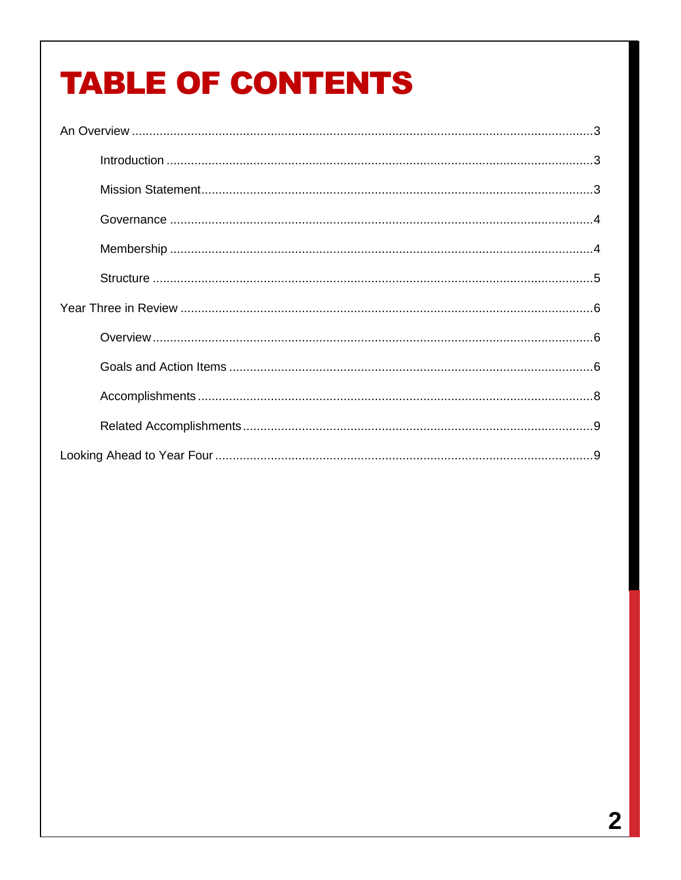# TABLE OF CONTENTS

An Overview .......... 3

- Introduction .......... 3
- Mission Statement .......... 3
- Governance .......... 4
- Membership .......... 4
- Structure .......... 5

Year Three in Review .......... 6

- Overview .......... 6
- Goals and Action Items .......... 6
- Accomplishments .......... 8
- Related Accomplishments .......... 9

Looking Ahead to Year Four .......... 9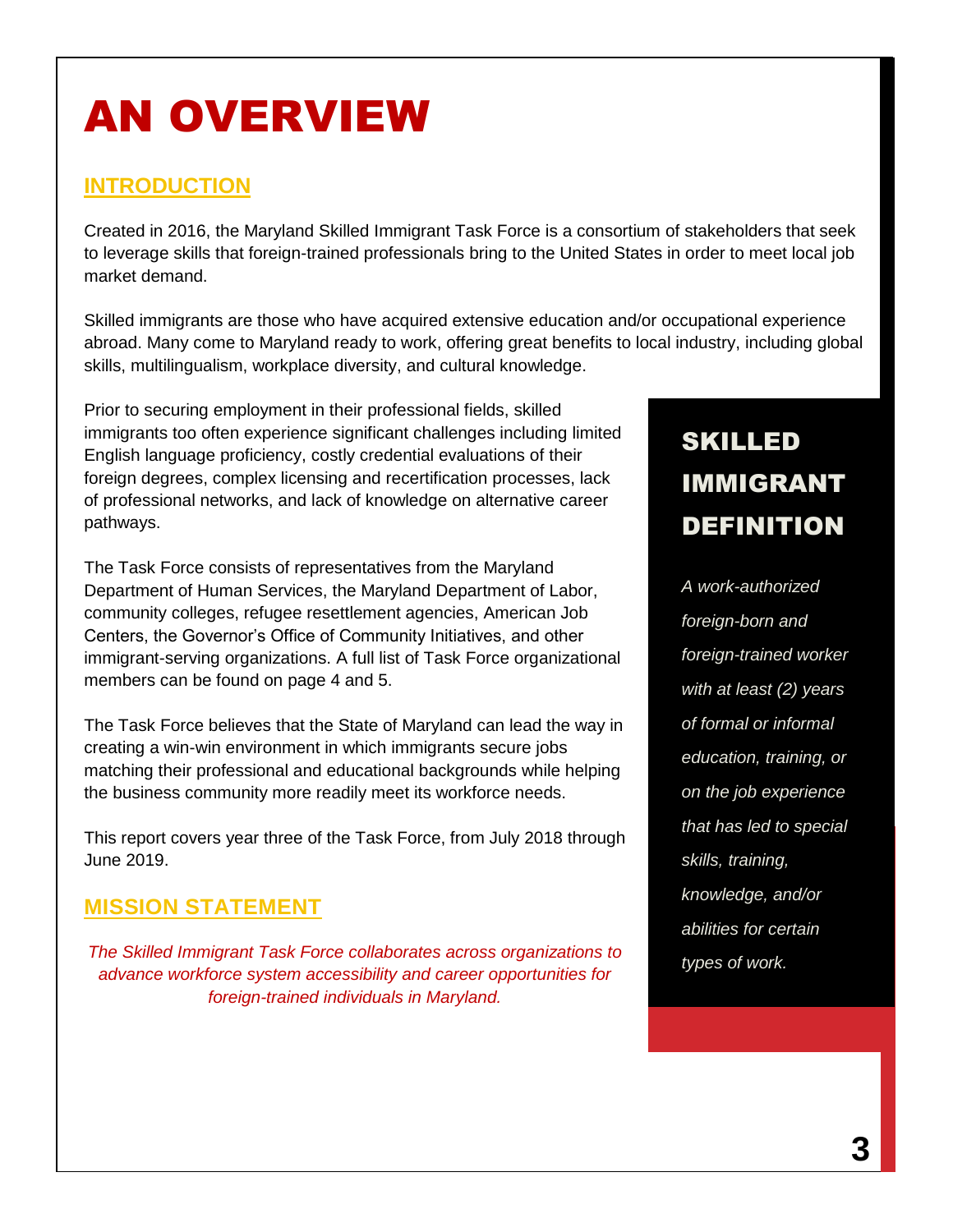# AN OVERVIEW

## INTRODUCTION

Created in 2016, the Maryland Skilled Immigrant Task Force is a consortium of stakeholders that seek to leverage skills that foreign-trained professionals bring to the United States in order to meet local job market demand.

Skilled immigrants are those who have acquired extensive education and/or occupational experience abroad. Many come to Maryland ready to work, offering great benefits to local industry, including global skills, multilingualism, workplace diversity, and cultural knowledge.

Prior to securing employment in their professional fields, skilled immigrants too often experience significant challenges including limited English language proficiency, costly credential evaluations of their foreign degrees, complex licensing and recertification processes, lack of professional networks, and lack of knowledge on alternative career pathways.

The Task Force consists of representatives from the Maryland Department of Human Services, the Maryland Department of Labor, community colleges, refugee resettlement agencies, American Job Centers, the Governor's Office of Community Initiatives, and other immigrant-serving organizations. A full list of Task Force organizational members can be found on page 4 and 5.

The Task Force believes that the State of Maryland can lead the way in creating a win-win environment in which immigrants secure jobs matching their professional and educational backgrounds while helping the business community more readily meet its workforce needs.

This report covers year three of the Task Force, from July 2018 through June 2019.

## MISSION STATEMENT

*The Skilled Immigrant Task Force collaborates across organizations to advance workforce system accessibility and career opportunities for foreign-trained individuals in Maryland.*

## SKILLED IMMIGRANT DEFINITION

*A work-authorized foreign-born and foreign-trained worker with at least (2) years of formal or informal education, training, or on the job experience that has led to special skills, training, knowledge, and/or abilities for certain types of work.*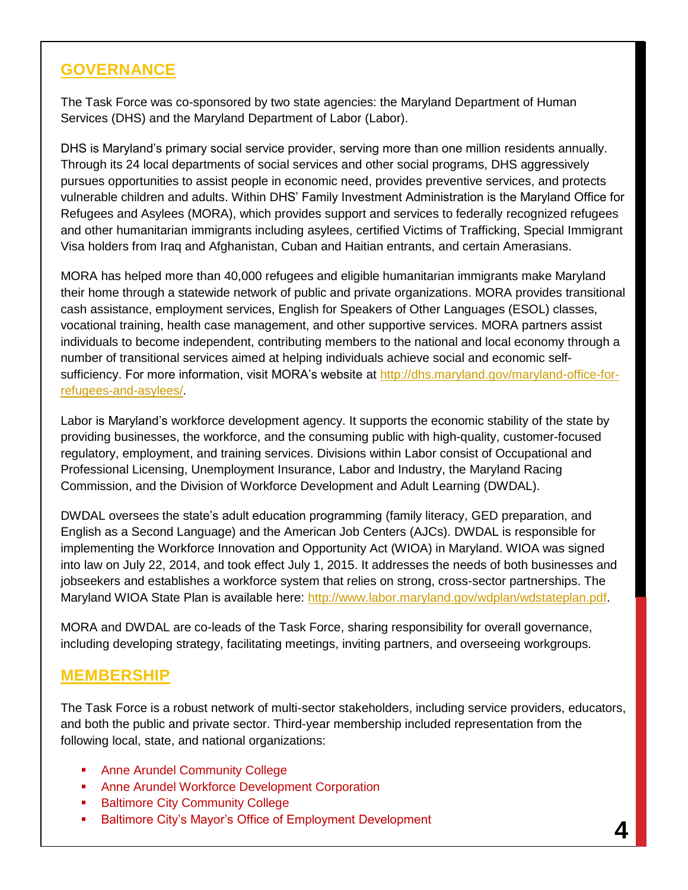## GOVERNANCE

The Task Force was co-sponsored by two state agencies: the Maryland Department of Human Services (DHS) and the Maryland Department of Labor (Labor).

DHS is Maryland's primary social service provider, serving more than one million residents annually. Through its 24 local departments of social services and other social programs, DHS aggressively pursues opportunities to assist people in economic need, provides preventive services, and protects vulnerable children and adults. Within DHS' Family Investment Administration is the Maryland Office for Refugees and Asylees (MORA), which provides support and services to federally recognized refugees and other humanitarian immigrants including asylees, certified Victims of Trafficking, Special Immigrant Visa holders from Iraq and Afghanistan, Cuban and Haitian entrants, and certain Amerasians.

MORA has helped more than 40,000 refugees and eligible humanitarian immigrants make Maryland their home through a statewide network of public and private organizations. MORA provides transitional cash assistance, employment services, English for Speakers of Other Languages (ESOL) classes, vocational training, health case management, and other supportive services. MORA partners assist individuals to become independent, contributing members to the national and local economy through a number of transitional services aimed at helping individuals achieve social and economic self-sufficiency. For more information, visit MORA's website at [http://dhs.maryland.gov/maryland-office-for-refugees-and-asylees/](http://dhs.maryland.gov/maryland-office-for-refugees-and-asylees/).

Labor is Maryland's workforce development agency. It supports the economic stability of the state by providing businesses, the workforce, and the consuming public with high-quality, customer-focused regulatory, employment, and training services. Divisions within Labor consist of Occupational and Professional Licensing, Unemployment Insurance, Labor and Industry, the Maryland Racing Commission, and the Division of Workforce Development and Adult Learning (DWDAL).

DWDAL oversees the state's adult education programming (family literacy, GED preparation, and English as a Second Language) and the American Job Centers (AJCs). DWDAL is responsible for implementing the Workforce Innovation and Opportunity Act (WIOA) in Maryland. WIOA was signed into law on July 22, 2014, and took effect July 1, 2015. It addresses the needs of both businesses and jobseekers and establishes a workforce system that relies on strong, cross-sector partnerships. The Maryland WIOA State Plan is available here: [http://www.labor.maryland.gov/wdplan/wdstateplan.pdf](http://www.labor.maryland.gov/wdplan/wdstateplan.pdf).

MORA and DWDAL are co-leads of the Task Force, sharing responsibility for overall governance, including developing strategy, facilitating meetings, inviting partners, and overseeing workgroups.

## MEMBERSHIP

The Task Force is a robust network of multi-sector stakeholders, including service providers, educators, and both the public and private sector. Third-year membership included representation from the following local, state, and national organizations:

- Anne Arundel Community College
- Anne Arundel Workforce Development Corporation
- Baltimore City Community College
- Baltimore City's Mayor's Office of Employment Development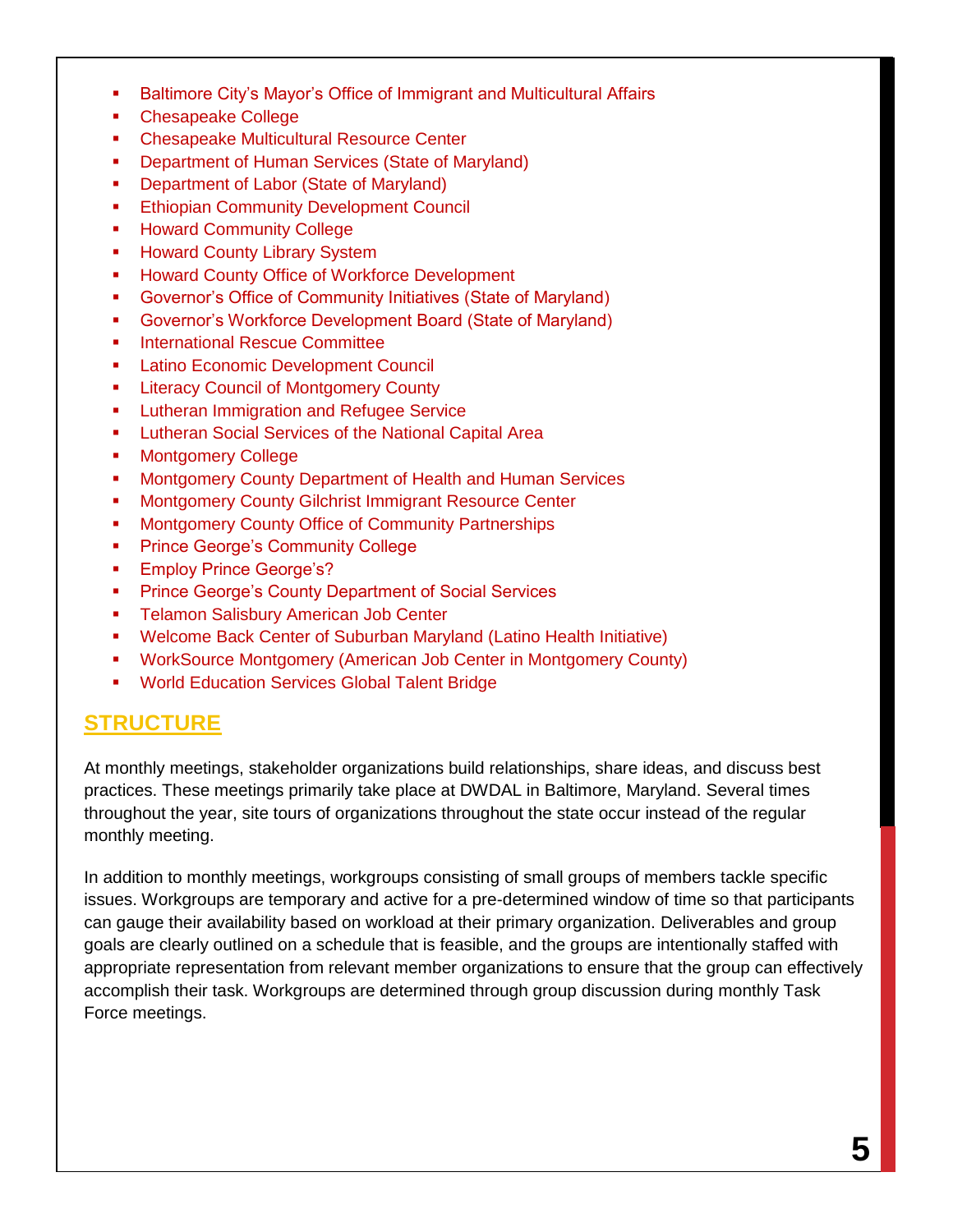- Baltimore City's Mayor's Office of Immigrant and Multicultural Affairs
- Chesapeake College
- Chesapeake Multicultural Resource Center
- Department of Human Services (State of Maryland)
- Department of Labor (State of Maryland)
- Ethiopian Community Development Council
- Howard Community College
- Howard County Library System
- Howard County Office of Workforce Development
- Governor's Office of Community Initiatives (State of Maryland)
- Governor's Workforce Development Board (State of Maryland)
- International Rescue Committee
- Latino Economic Development Council
- Literacy Council of Montgomery County
- Lutheran Immigration and Refugee Service
- Lutheran Social Services of the National Capital Area
- Montgomery College
- Montgomery County Department of Health and Human Services
- Montgomery County Gilchrist Immigrant Resource Center
- Montgomery County Office of Community Partnerships
- Prince George's Community College
- Employ Prince George's?
- Prince George's County Department of Social Services
- Telamon Salisbury American Job Center
- Welcome Back Center of Suburban Maryland (Latino Health Initiative)
- WorkSource Montgomery (American Job Center in Montgomery County)
- World Education Services Global Talent Bridge

## STRUCTURE

At monthly meetings, stakeholder organizations build relationships, share ideas, and discuss best practices. These meetings primarily take place at DWDAL in Baltimore, Maryland. Several times throughout the year, site tours of organizations throughout the state occur instead of the regular monthly meeting.

In addition to monthly meetings, workgroups consisting of small groups of members tackle specific issues. Workgroups are temporary and active for a pre-determined window of time so that participants can gauge their availability based on workload at their primary organization. Deliverables and group goals are clearly outlined on a schedule that is feasible, and the groups are intentionally staffed with appropriate representation from relevant member organizations to ensure that the group can effectively accomplish their task. Workgroups are determined through group discussion during monthly Task Force meetings.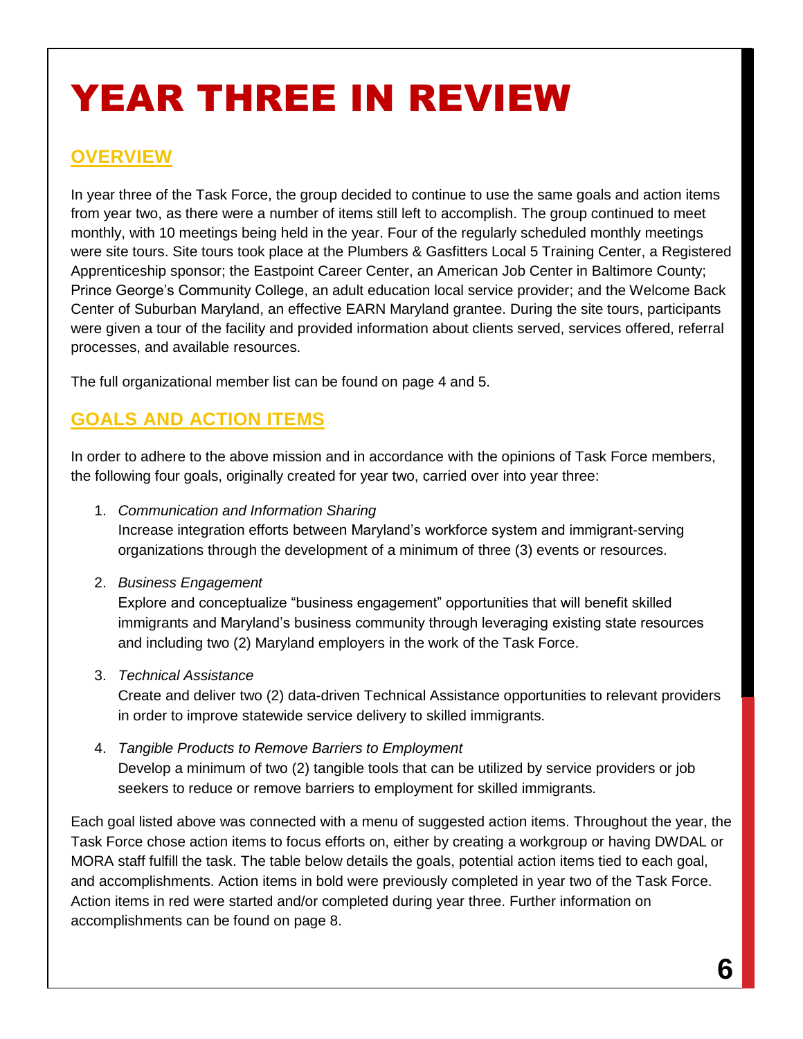# YEAR THREE IN REVIEW

## OVERVIEW

In year three of the Task Force, the group decided to continue to use the same goals and action items from year two, as there were a number of items still left to accomplish. The group continued to meet monthly, with 10 meetings being held in the year. Four of the regularly scheduled monthly meetings were site tours. Site tours took place at the Plumbers & Gasfitters Local 5 Training Center, a Registered Apprenticeship sponsor; the Eastpoint Career Center, an American Job Center in Baltimore County; Prince George's Community College, an adult education local service provider; and the Welcome Back Center of Suburban Maryland, an effective EARN Maryland grantee. During the site tours, participants were given a tour of the facility and provided information about clients served, services offered, referral processes, and available resources.

The full organizational member list can be found on page 4 and 5.

## GOALS AND ACTION ITEMS

In order to adhere to the above mission and in accordance with the opinions of Task Force members, the following four goals, originally created for year two, carried over into year three:

1. *Communication and Information Sharing*
   Increase integration efforts between Maryland's workforce system and immigrant-serving organizations through the development of a minimum of three (3) events or resources.

2. *Business Engagement*
   Explore and conceptualize "business engagement" opportunities that will benefit skilled immigrants and Maryland's business community through leveraging existing state resources and including two (2) Maryland employers in the work of the Task Force.

3. *Technical Assistance*
   Create and deliver two (2) data-driven Technical Assistance opportunities to relevant providers in order to improve statewide service delivery to skilled immigrants.

4. *Tangible Products to Remove Barriers to Employment*
   Develop a minimum of two (2) tangible tools that can be utilized by service providers or job seekers to reduce or remove barriers to employment for skilled immigrants.

Each goal listed above was connected with a menu of suggested action items. Throughout the year, the Task Force chose action items to focus efforts on, either by creating a workgroup or having DWDAL or MORA staff fulfill the task. The table below details the goals, potential action items tied to each goal, and accomplishments. Action items in bold were previously completed in year two of the Task Force. Action items in red were started and/or completed during year three. Further information on accomplishments can be found on page 8.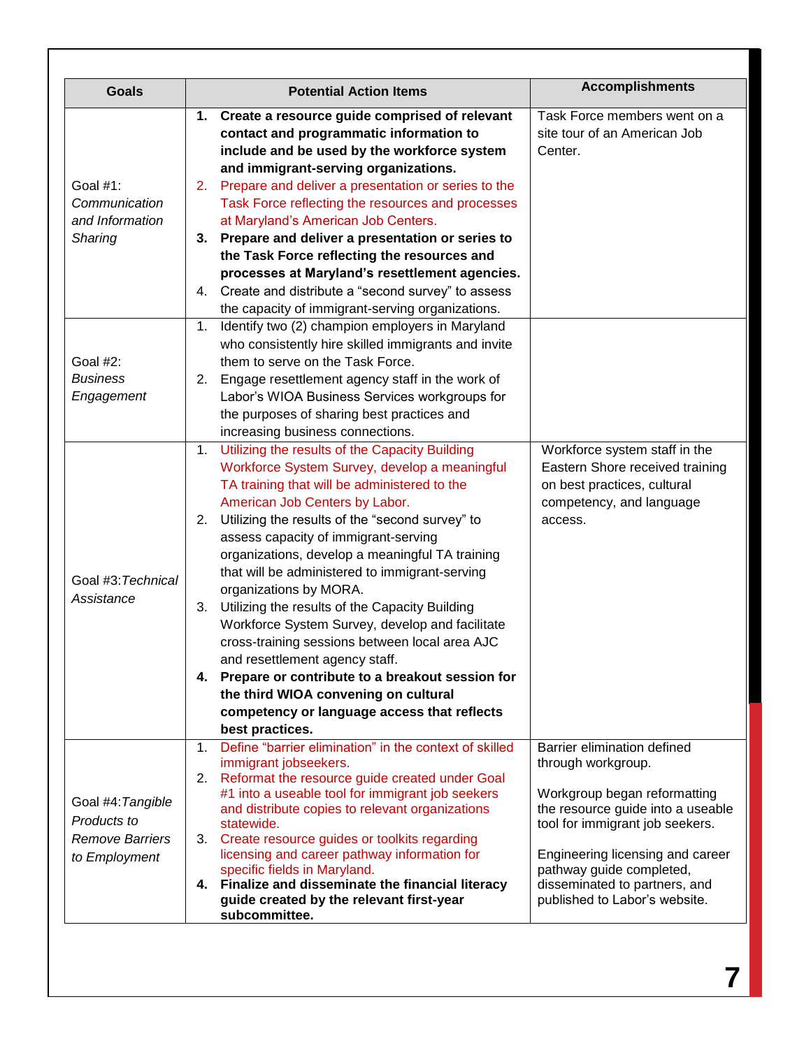| Goals | Potential Action Items | Accomplishments |
| --- | --- | --- |
| Goal #1: *Communication and Information Sharing* | 1. **Create a resource guide comprised of relevant contact and programmatic information to include and be used by the workforce system and immigrant-serving organizations.**<br>2. Prepare and deliver a presentation or series to the Task Force reflecting the resources and processes at Maryland's American Job Centers.<br>3. **Prepare and deliver a presentation or series to the Task Force reflecting the resources and processes at Maryland's resettlement agencies.**<br>4. Create and distribute a "second survey" to assess the capacity of immigrant-serving organizations. | Task Force members went on a site tour of an American Job Center. |
| Goal #2: *Business Engagement* | 1. Identify two (2) champion employers in Maryland who consistently hire skilled immigrants and invite them to serve on the Task Force.<br>2. Engage resettlement agency staff in the work of Labor's WIOA Business Services workgroups for the purposes of sharing best practices and increasing business connections. | |
| Goal #3: *Technical Assistance* | 1. Utilizing the results of the Capacity Building Workforce System Survey, develop a meaningful TA training that will be administered to the American Job Centers by Labor.<br>2. Utilizing the results of the "second survey" to assess capacity of immigrant-serving organizations, develop a meaningful TA training that will be administered to immigrant-serving organizations by MORA.<br>3. Utilizing the results of the Capacity Building Workforce System Survey, develop and facilitate cross-training sessions between local area AJC and resettlement agency staff.<br>4. **Prepare or contribute to a breakout session for the third WIOA convening on cultural competency or language access that reflects best practices.** | Workforce system staff in the Eastern Shore received training on best practices, cultural competency, and language access. |
| Goal #4: *Tangible Products to Remove Barriers to Employment* | 1. Define "barrier elimination" in the context of skilled immigrant jobseekers.<br>2. Reformat the resource guide created under Goal #1 into a useable tool for immigrant job seekers and distribute copies to relevant organizations statewide.<br>3. Create resource guides or toolkits regarding licensing and career pathway information for specific fields in Maryland.<br>4. **Finalize and disseminate the financial literacy guide created by the relevant first-year subcommittee.** | Barrier elimination defined through workgroup.<br><br>Workgroup began reformatting the resource guide into a useable tool for immigrant job seekers.<br><br>Engineering licensing and career pathway guide completed, disseminated to partners, and published to Labor's website. |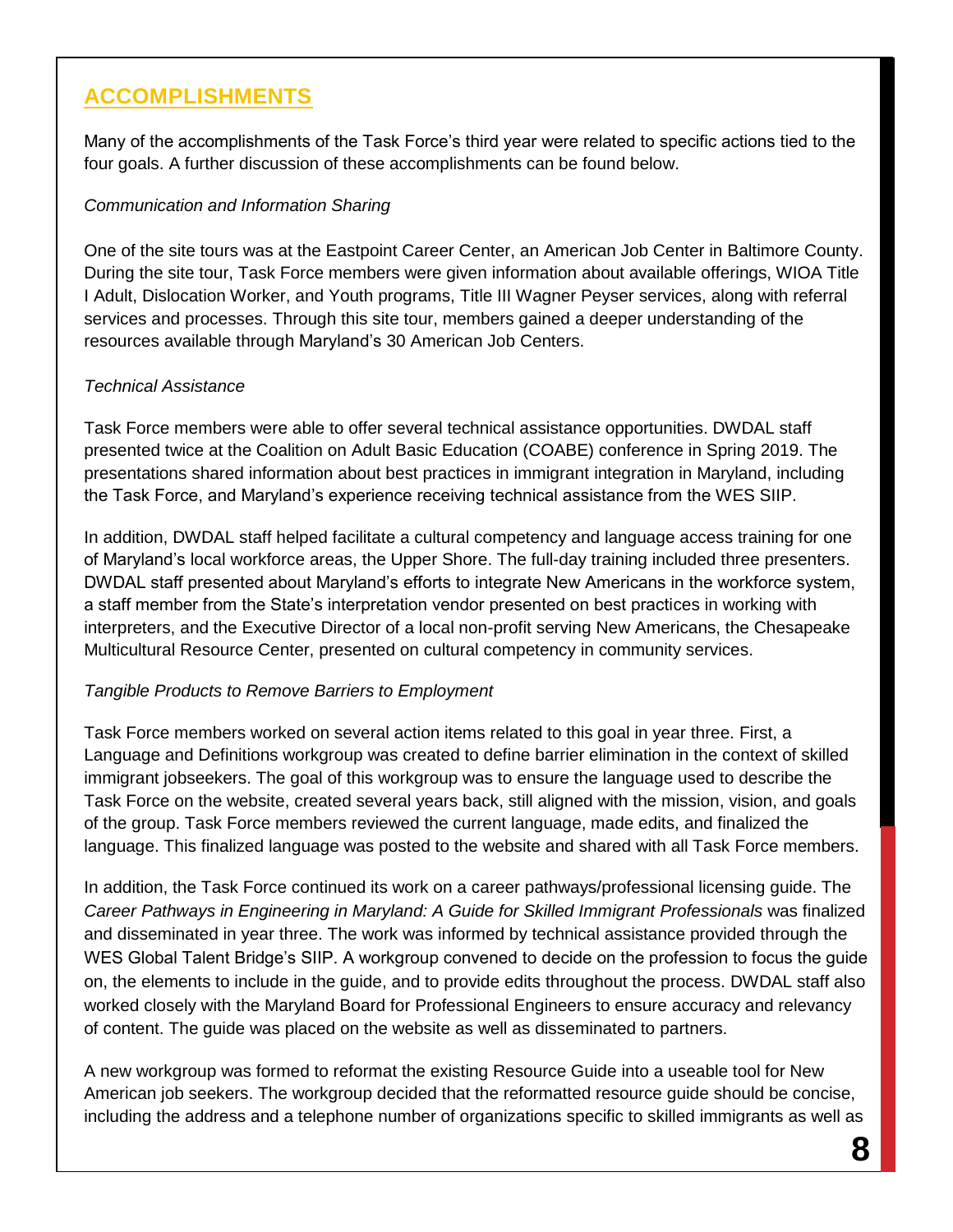## ACCOMPLISHMENTS

Many of the accomplishments of the Task Force's third year were related to specific actions tied to the four goals. A further discussion of these accomplishments can be found below.

*Communication and Information Sharing*

One of the site tours was at the Eastpoint Career Center, an American Job Center in Baltimore County. During the site tour, Task Force members were given information about available offerings, WIOA Title I Adult, Dislocation Worker, and Youth programs, Title III Wagner Peyser services, along with referral services and processes. Through this site tour, members gained a deeper understanding of the resources available through Maryland's 30 American Job Centers.

*Technical Assistance*

Task Force members were able to offer several technical assistance opportunities. DWDAL staff presented twice at the Coalition on Adult Basic Education (COABE) conference in Spring 2019. The presentations shared information about best practices in immigrant integration in Maryland, including the Task Force, and Maryland's experience receiving technical assistance from the WES SIIP.

In addition, DWDAL staff helped facilitate a cultural competency and language access training for one of Maryland's local workforce areas, the Upper Shore. The full-day training included three presenters. DWDAL staff presented about Maryland's efforts to integrate New Americans in the workforce system, a staff member from the State's interpretation vendor presented on best practices in working with interpreters, and the Executive Director of a local non-profit serving New Americans, the Chesapeake Multicultural Resource Center, presented on cultural competency in community services.

*Tangible Products to Remove Barriers to Employment*

Task Force members worked on several action items related to this goal in year three. First, a Language and Definitions workgroup was created to define barrier elimination in the context of skilled immigrant jobseekers. The goal of this workgroup was to ensure the language used to describe the Task Force on the website, created several years back, still aligned with the mission, vision, and goals of the group. Task Force members reviewed the current language, made edits, and finalized the language. This finalized language was posted to the website and shared with all Task Force members.

In addition, the Task Force continued its work on a career pathways/professional licensing guide. The *Career Pathways in Engineering in Maryland: A Guide for Skilled Immigrant Professionals* was finalized and disseminated in year three. The work was informed by technical assistance provided through the WES Global Talent Bridge's SIIP. A workgroup convened to decide on the profession to focus the guide on, the elements to include in the guide, and to provide edits throughout the process. DWDAL staff also worked closely with the Maryland Board for Professional Engineers to ensure accuracy and relevancy of content. The guide was placed on the website as well as disseminated to partners.

A new workgroup was formed to reformat the existing Resource Guide into a useable tool for New American job seekers. The workgroup decided that the reformatted resource guide should be concise, including the address and a telephone number of organizations specific to skilled immigrants as well as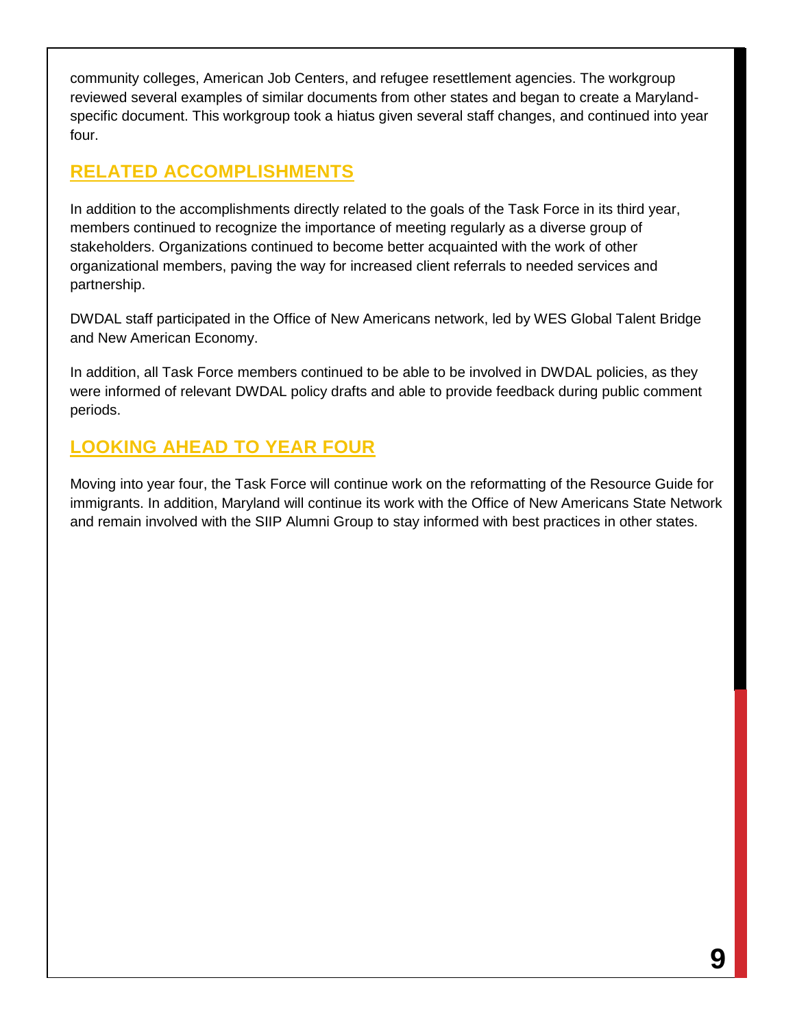community colleges, American Job Centers, and refugee resettlement agencies. The workgroup reviewed several examples of similar documents from other states and began to create a Maryland-specific document. This workgroup took a hiatus given several staff changes, and continued into year four.

## RELATED ACCOMPLISHMENTS

In addition to the accomplishments directly related to the goals of the Task Force in its third year, members continued to recognize the importance of meeting regularly as a diverse group of stakeholders. Organizations continued to become better acquainted with the work of other organizational members, paving the way for increased client referrals to needed services and partnership.

DWDAL staff participated in the Office of New Americans network, led by WES Global Talent Bridge and New American Economy.

In addition, all Task Force members continued to be able to be involved in DWDAL policies, as they were informed of relevant DWDAL policy drafts and able to provide feedback during public comment periods.

## LOOKING AHEAD TO YEAR FOUR

Moving into year four, the Task Force will continue work on the reformatting of the Resource Guide for immigrants. In addition, Maryland will continue its work with the Office of New Americans State Network and remain involved with the SIIP Alumni Group to stay informed with best practices in other states.